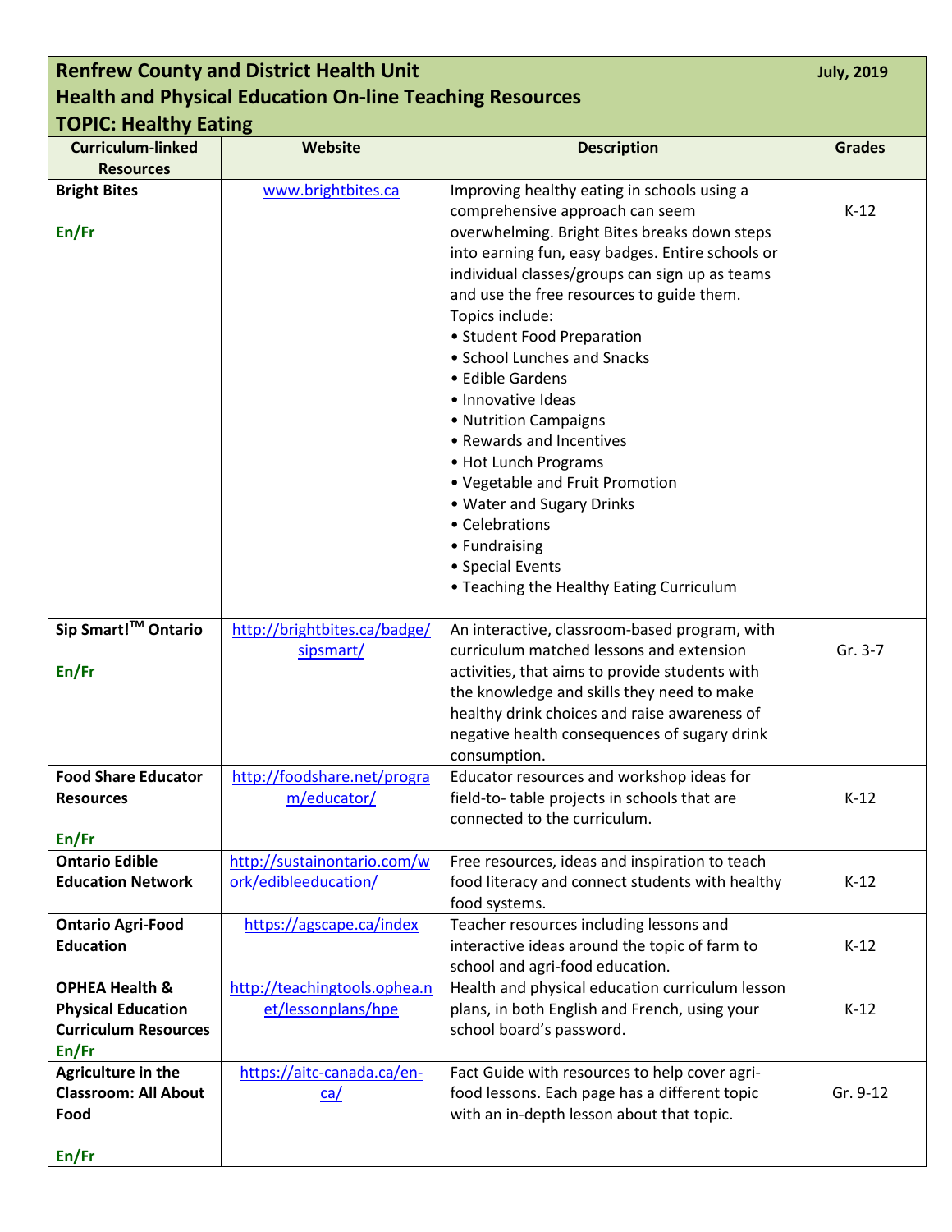**Renfrew County and District Health Unit** **July, 2019**

**Health and Physical Education On-line Teaching Resources**

**TOPIC: Healthy Eating**

| Curriculum-linked Resources | Website | Description | Grades |
|---|---|---|---|
| **Bright Bites** <br><br> **En/Fr** | www.brightbites.ca | Improving healthy eating in schools using a comprehensive approach can seem overwhelming. Bright Bites breaks down steps into earning fun, easy badges. Entire schools or individual classes/groups can sign up as teams and use the free resources to guide them. Topics include:<br>• Student Food Preparation<br>• School Lunches and Snacks<br>• Edible Gardens<br>• Innovative Ideas<br>• Nutrition Campaigns<br>• Rewards and Incentives<br>• Hot Lunch Programs<br>• Vegetable and Fruit Promotion<br>• Water and Sugary Drinks<br>• Celebrations<br>• Fundraising<br>• Special Events<br>• Teaching the Healthy Eating Curriculum | K-12 |
| **Sip Smart!™ Ontario** <br><br> **En/Fr** | http://brightbites.ca/badge/sipsmart/ | An interactive, classroom-based program, with curriculum matched lessons and extension activities, that aims to provide students with the knowledge and skills they need to make healthy drink choices and raise awareness of negative health consequences of sugary drink consumption. | Gr. 3-7 |
| **Food Share Educator Resources** <br><br> **En/Fr** | http://foodshare.net/program/educator/ | Educator resources and workshop ideas for field-to- table projects in schools that are connected to the curriculum. | K-12 |
| **Ontario Edible Education Network** | http://sustainontario.com/work/edibleeducation/ | Free resources, ideas and inspiration to teach food literacy and connect students with healthy food systems. | K-12 |
| **Ontario Agri-Food Education** | https://agscape.ca/index | Teacher resources including lessons and interactive ideas around the topic of farm to school and agri-food education. | K-12 |
| **OPHEA Health & Physical Education Curriculum Resources** <br> **En/Fr** | http://teachingtools.ophea.net/lessonplans/hpe | Health and physical education curriculum lesson plans, in both English and French, using your school board's password. | K-12 |
| **Agriculture in the Classroom: All About Food** <br><br> **En/Fr** | https://aitc-canada.ca/en-ca/ | Fact Guide with resources to help cover agri-food lessons. Each page has a different topic with an in-depth lesson about that topic. | Gr. 9-12 |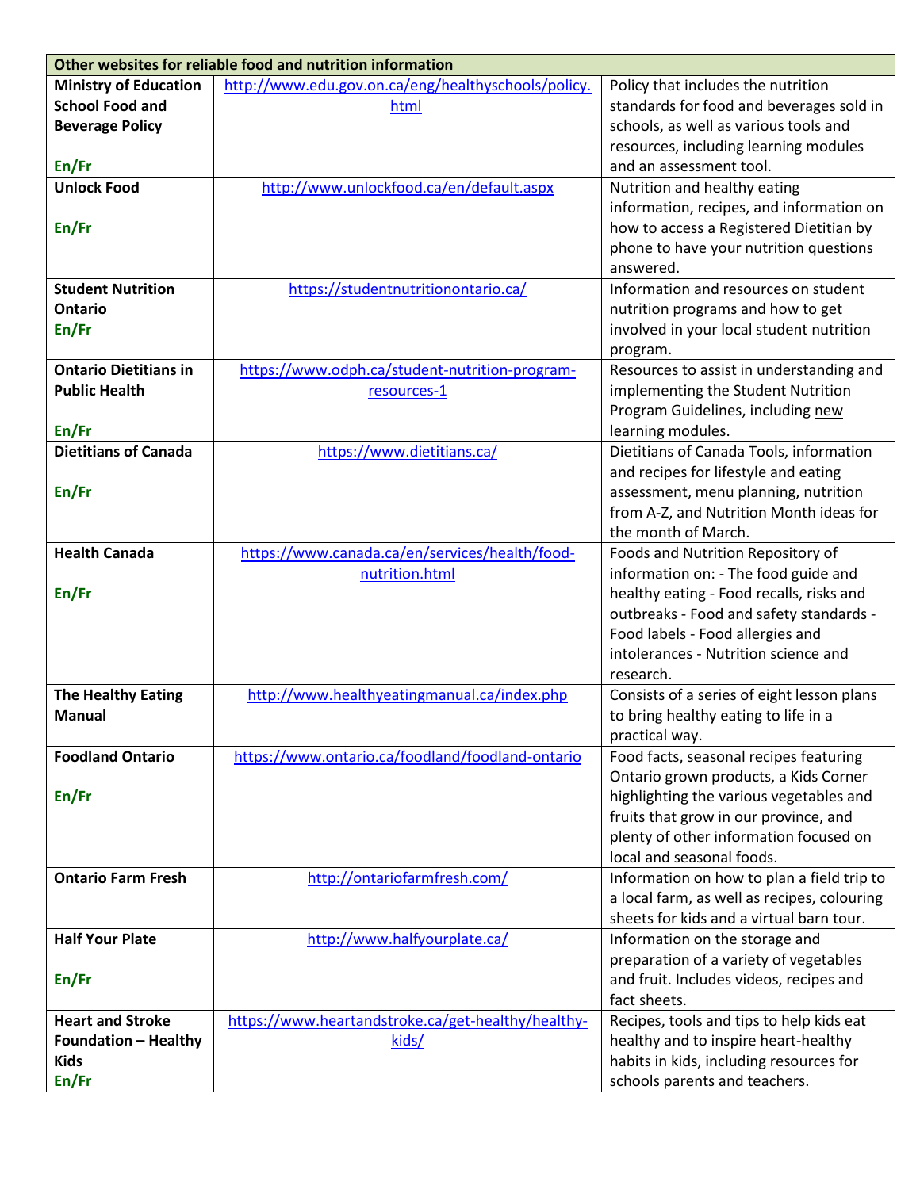| Other websites for reliable food and nutrition information | | |
|---|---|---|
| **Ministry of Education School Food and Beverage Policy** <br><br> **En/Fr** | http://www.edu.gov.on.ca/eng/healthyschools/policy.html | Policy that includes the nutrition standards for food and beverages sold in schools, as well as various tools and resources, including learning modules and an assessment tool. |
| **Unlock Food** <br><br> **En/Fr** | http://www.unlockfood.ca/en/default.aspx | Nutrition and healthy eating information, recipes, and information on how to access a Registered Dietitian by phone to have your nutrition questions answered. |
| **Student Nutrition Ontario** <br> **En/Fr** | https://studentnutritionontario.ca/ | Information and resources on student nutrition programs and how to get involved in your local student nutrition program. |
| **Ontario Dietitians in Public Health** <br><br> **En/Fr** | https://www.odph.ca/student-nutrition-program-resources-1 | Resources to assist in understanding and implementing the Student Nutrition Program Guidelines, including new learning modules. |
| **Dietitians of Canada** <br><br> **En/Fr** | https://www.dietitians.ca/ | Dietitians of Canada Tools, information and recipes for lifestyle and eating assessment, menu planning, nutrition from A-Z, and Nutrition Month ideas for the month of March. |
| **Health Canada** <br><br> **En/Fr** | https://www.canada.ca/en/services/health/food-nutrition.html | Foods and Nutrition Repository of information on: - The food guide and healthy eating - Food recalls, risks and outbreaks - Food and safety standards - Food labels - Food allergies and intolerances - Nutrition science and research. |
| **The Healthy Eating Manual** | http://www.healthyeatingmanual.ca/index.php | Consists of a series of eight lesson plans to bring healthy eating to life in a practical way. |
| **Foodland Ontario** <br><br> **En/Fr** | https://www.ontario.ca/foodland/foodland-ontario | Food facts, seasonal recipes featuring Ontario grown products, a Kids Corner highlighting the various vegetables and fruits that grow in our province, and plenty of other information focused on local and seasonal foods. |
| **Ontario Farm Fresh** | http://ontariofarmfresh.com/ | Information on how to plan a field trip to a local farm, as well as recipes, colouring sheets for kids and a virtual barn tour. |
| **Half Your Plate** <br><br> **En/Fr** | http://www.halfyourplate.ca/ | Information on the storage and preparation of a variety of vegetables and fruit. Includes videos, recipes and fact sheets. |
| **Heart and Stroke Foundation – Healthy Kids** <br> **En/Fr** | https://www.heartandstroke.ca/get-healthy/healthy-kids/ | Recipes, tools and tips to help kids eat healthy and to inspire heart-healthy habits in kids, including resources for schools parents and teachers. |